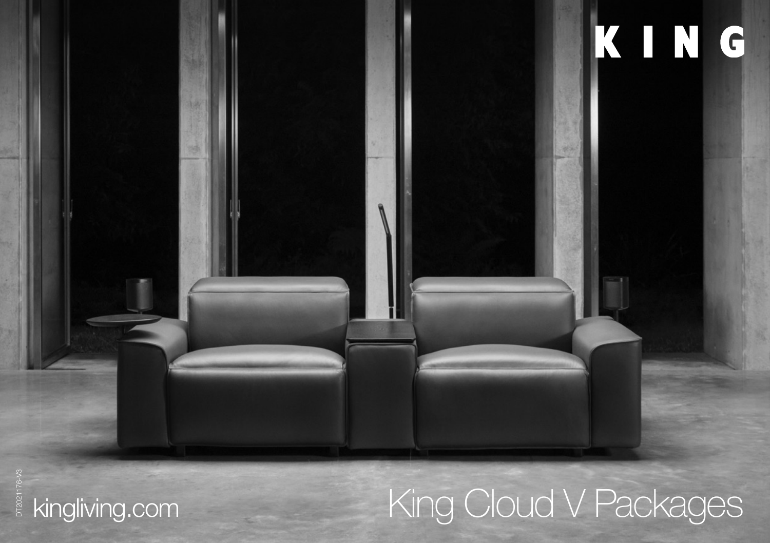# KING

# King Cloud V Packages

kingliving.com

DT2021176-V3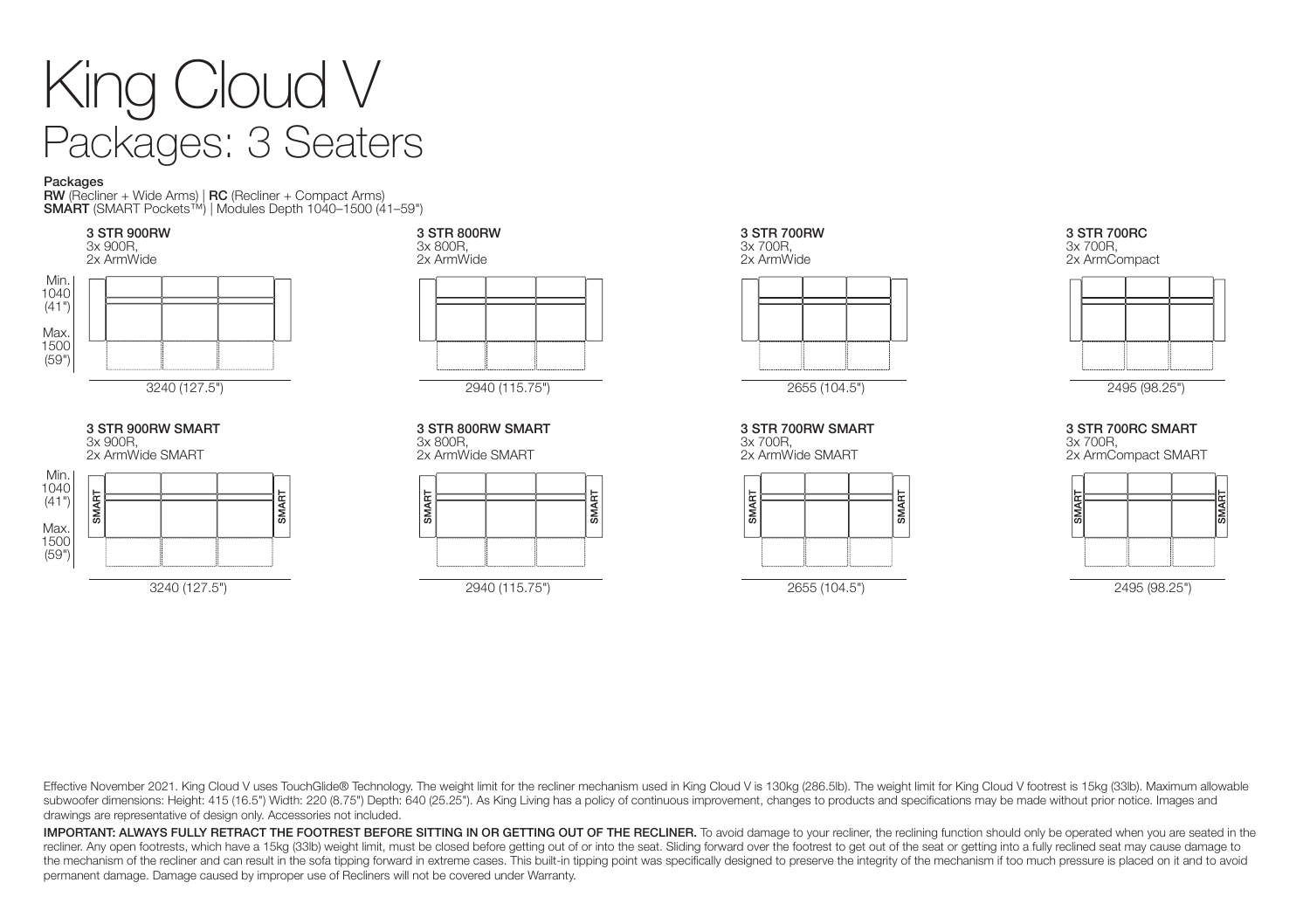# King Cloud V
## Packages: 3 Seaters

**Packages**
**RW** (Recliner + Wide Arms) | **RC** (Recliner + Compact Arms)
**SMART** (SMART Pockets™) | Modules Depth 1040–1500 (41–59")

**3 STR 900RW**
3x 900R,
2x ArmWide

Min. 1040 (41")
Max. 1500 (59")

3240 (127.5")

**3 STR 800RW**
3x 800R,
2x ArmWide

2940 (115.75")

**3 STR 700RW**
3x 700R,
2x ArmWide

2655 (104.5")

**3 STR 700RC**
3x 700R,
2x ArmCompact

2495 (98.25")

**3 STR 900RW SMART**
3x 900R,
2x ArmWide SMART

Min. 1040 (41")
Max. 1500 (59")

SMART SMART

3240 (127.5")

**3 STR 800RW SMART**
3x 800R,
2x ArmWide SMART

SMART SMART

2940 (115.75")

**3 STR 700RW SMART**
3x 700R,
2x ArmWide SMART

SMART SMART

2655 (104.5")

**3 STR 700RC SMART**
3x 700R,
2x ArmCompact SMART

SMART SMART

2495 (98.25")

Effective November 2021. King Cloud V uses TouchGlide® Technology. The weight limit for the recliner mechanism used in King Cloud V is 130kg (286.5lb). The weight limit for King Cloud V footrest is 15kg (33lb). Maximum allowable subwoofer dimensions: Height: 415 (16.5") Width: 220 (8.75") Depth: 640 (25.25"). As King Living has a policy of continuous improvement, changes to products and specifications may be made without prior notice. Images and drawings are representative of design only. Accessories not included.

**IMPORTANT: ALWAYS FULLY RETRACT THE FOOTREST BEFORE SITTING IN OR GETTING OUT OF THE RECLINER.** To avoid damage to your recliner, the reclining function should only be operated when you are seated in the recliner. Any open footrests, which have a 15kg (33lb) weight limit, must be closed before getting out of or into the seat. Sliding forward over the footrest to get out of the seat or getting into a fully reclined seat may cause damage to the mechanism of the recliner and can result in the sofa tipping forward in extreme cases. This built-in tipping point was specifically designed to preserve the integrity of the mechanism if too much pressure is placed on it and to avoid permanent damage. Damage caused by improper use of Recliners will not be covered under Warranty.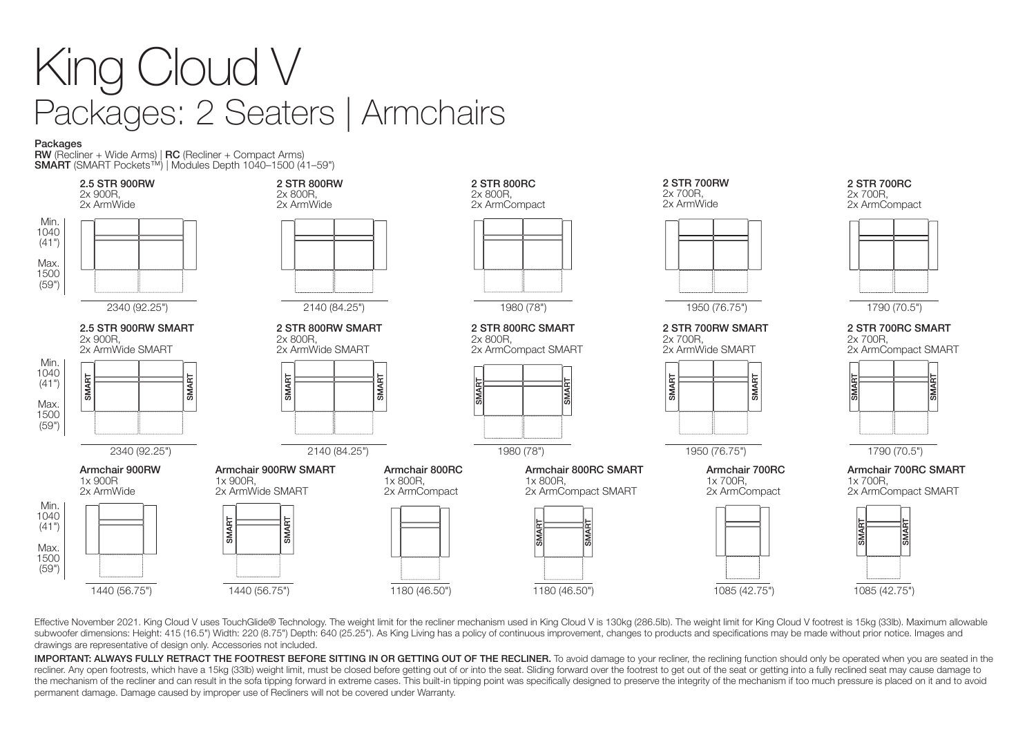# King Cloud V

## Packages: 2 Seaters | Armchairs

**Packages**
**RW** (Recliner + Wide Arms) | **RC** (Recliner + Compact Arms)
**SMART** (SMART Pockets™) | Modules Depth 1040–1500 (41–59")

Min. 1040 (41") / Max. 1500 (59")

**2.5 STR 900RW**
2x 900R,
2x ArmWide
2340 (92.25")

**2 STR 800RW**
2x 800R,
2x ArmWide
2140 (84.25")

**2 STR 800RC**
2x 800R,
2x ArmCompact
1980 (78")

**2 STR 700RW**
2x 700R,
2x ArmWide
1950 (76.75")

**2 STR 700RC**
2x 700R,
2x ArmCompact
1790 (70.5")

**2.5 STR 900RW SMART**
2x 900R,
2x ArmWide SMART
2340 (92.25")

**2 STR 800RW SMART**
2x 800R,
2x ArmWide SMART
2140 (84.25")

**2 STR 800RC SMART**
2x 800R,
2x ArmCompact SMART
1980 (78")

**2 STR 700RW SMART**
2x 700R,
2x ArmWide SMART
1950 (76.75")

**2 STR 700RC SMART**
2x 700R,
2x ArmCompact SMART
1790 (70.5")

**Armchair 900RW**
1x 900R
2x ArmWide
1440 (56.75")

**Armchair 900RW SMART**
1x 900R,
2x ArmWide SMART
1440 (56.75")

**Armchair 800RC**
1x 800R,
2x ArmCompact
1180 (46.50")

**Armchair 800RC SMART**
1x 800R,
2x ArmCompact SMART
1180 (46.50")

**Armchair 700RC**
1x 700R,
2x ArmCompact
1085 (42.75")

**Armchair 700RC SMART**
1x 700R,
2x ArmCompact SMART
1085 (42.75")

Effective November 2021. King Cloud V uses TouchGlide® Technology. The weight limit for the recliner mechanism used in King Cloud V is 130kg (286.5lb). The weight limit for King Cloud V footrest is 15kg (33lb). Maximum allowable subwoofer dimensions: Height: 415 (16.5") Width: 220 (8.75") Depth: 640 (25.25"). As King Living has a policy of continuous improvement, changes to products and specifications may be made without prior notice. Images and drawings are representative of design only. Accessories not included.

**IMPORTANT: ALWAYS FULLY RETRACT THE FOOTREST BEFORE SITTING IN OR GETTING OUT OF THE RECLINER.** To avoid damage to your recliner, the reclining function should only be operated when you are seated in the recliner. Any open footrests, which have a 15kg (33lb) weight limit, must be closed before getting out of or into the seat. Sliding forward over the footrest to get out of the seat or getting into a fully reclined seat may cause damage to the mechanism of the recliner and can result in the sofa tipping forward in extreme cases. This built-in tipping point was specifically designed to preserve the integrity of the mechanism if too much pressure is placed on it and to avoid permanent damage. Damage caused by improper use of Recliners will not be covered under Warranty.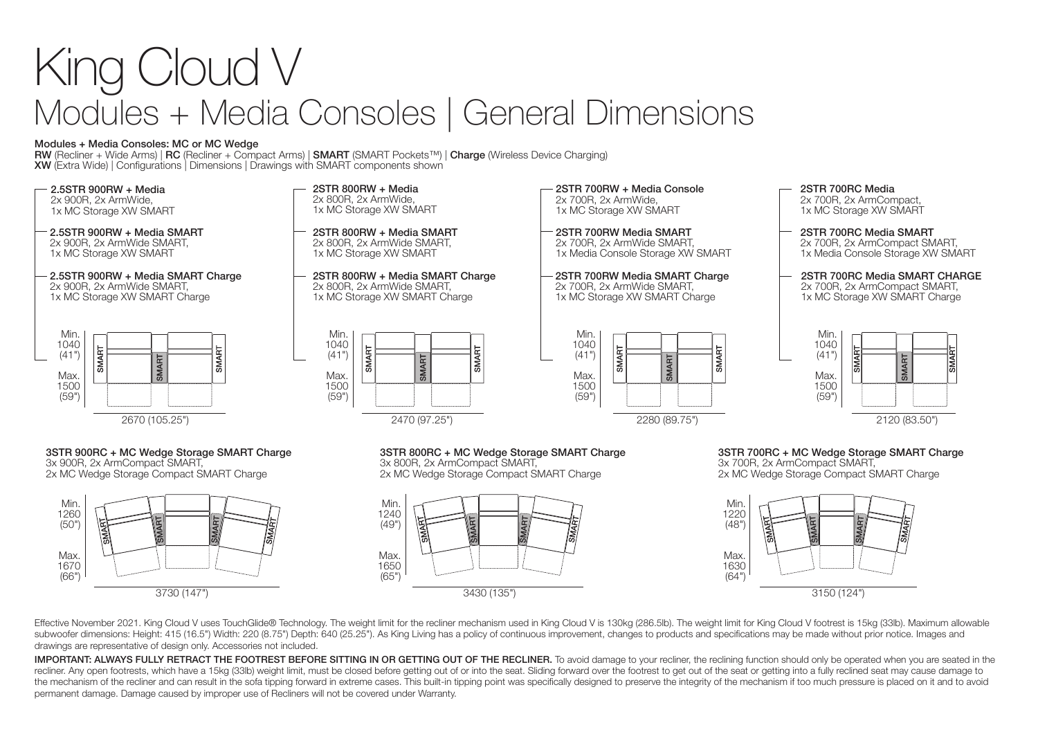# King Cloud V

## Modules + Media Consoles | General Dimensions

**Modules + Media Consoles: MC or MC Wedge**

**RW** (Recliner + Wide Arms) | **RC** (Recliner + Compact Arms) | **SMART** (SMART Pockets™) | **Charge** (Wireless Device Charging)
**XW** (Extra Wide) | Configurations | Dimensions | Drawings with SMART components shown

**2.5STR 900RW + Media**
2x 900R, 2x ArmWide,
1x MC Storage XW SMART

**2.5STR 900RW + Media SMART**
2x 900R, 2x ArmWide SMART,
1x MC Storage XW SMART

**2.5STR 900RW + Media SMART Charge**
2x 900R, 2x ArmWide SMART,
1x MC Storage XW SMART Charge

Min. 1040 (41")
Max. 1500 (59")
SMART
SMART
SMART
2670 (105.25")

**2STR 800RW + Media**
2x 800R, 2x ArmWide,
1x MC Storage XW SMART

**2STR 800RW + Media SMART**
2x 800R, 2x ArmWide SMART,
1x MC Storage XW SMART

**2STR 800RW + Media SMART Charge**
2x 800R, 2x ArmWide SMART,
1x MC Storage XW SMART Charge

Min. 1040 (41")
Max. 1500 (59")
SMART
SMART
SMART
2470 (97.25")

**2STR 700RW + Media Console**
2x 700R, 2x ArmWide,
1x MC Storage XW SMART

**2STR 700RW Media SMART**
2x 700R, 2x ArmWide SMART,
1x Media Console Storage XW SMART

**2STR 700RW Media SMART Charge**
2x 700R, 2x ArmWide SMART,
1x MC Storage XW SMART Charge

Min. 1040 (41")
Max. 1500 (59")
SMART
SMART
SMART
2280 (89.75")

**2STR 700RC Media**
2x 700R, 2x ArmCompact,
1x MC Storage XW SMART

**2STR 700RC Media SMART**
2x 700R, 2x ArmCompact SMART,
1x Media Console Storage XW SMART

**2STR 700RC Media SMART CHARGE**
2x 700R, 2x ArmCompact SMART,
1x MC Storage XW SMART Charge

Min. 1040 (41")
Max. 1500 (59")
SMART
SMART
SMART
2120 (83.50")

**3STR 900RC + MC Wedge Storage SMART Charge**
3x 900R, 2x ArmCompact SMART,
2x MC Wedge Storage Compact SMART Charge

Min. 1260 (50")
Max. 1670 (66")
SMART
SMART
SMART
SMART
3730 (147")

**3STR 800RC + MC Wedge Storage SMART Charge**
3x 800R, 2x ArmCompact SMART,
2x MC Wedge Storage Compact SMART Charge

Min. 1240 (49")
Max. 1650 (65")
SMART
SMART
SMART
SMART
3430 (135")

**3STR 700RC + MC Wedge Storage SMART Charge**
3x 700R, 2x ArmCompact SMART,
2x MC Wedge Storage Compact SMART Charge

Min. 1220 (48")
Max. 1630 (64")
SMART
SMART
SMART
SMART
3150 (124")

Effective November 2021. King Cloud V uses TouchGlide® Technology. The weight limit for the recliner mechanism used in King Cloud V is 130kg (286.5lb). The weight limit for King Cloud V footrest is 15kg (33lb). Maximum allowable subwoofer dimensions: Height: 415 (16.5") Width: 220 (8.75") Depth: 640 (25.25"). As King Living has a policy of continuous improvement, changes to products and specifications may be made without prior notice. Images and drawings are representative of design only. Accessories not included.

**IMPORTANT: ALWAYS FULLY RETRACT THE FOOTREST BEFORE SITTING IN OR GETTING OUT OF THE RECLINER.** To avoid damage to your recliner, the reclining function should only be operated when you are seated in the recliner. Any open footrests, which have a 15kg (33lb) weight limit, must be closed before getting out of or into the seat. Sliding forward over the footrest to get out of the seat or getting into a fully reclined seat may cause damage to the mechanism of the recliner and can result in the sofa tipping forward in extreme cases. This built-in tipping point was specifically designed to preserve the integrity of the mechanism if too much pressure is placed on it and to avoid permanent damage. Damage caused by improper use of Recliners will not be covered under Warranty.